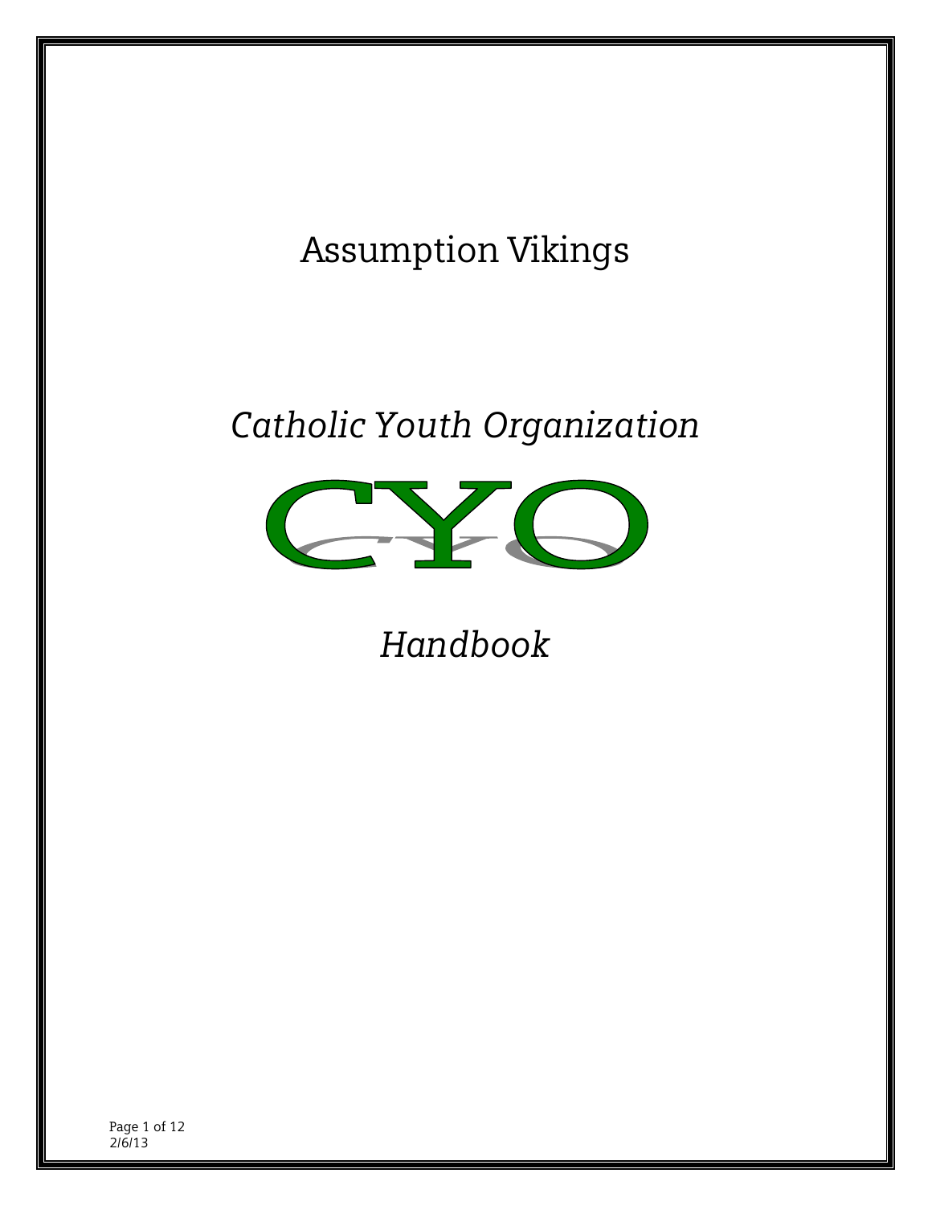# Assumption Vikings

*Catholic Youth Organization*

CYO

*Handbook*

2/6/13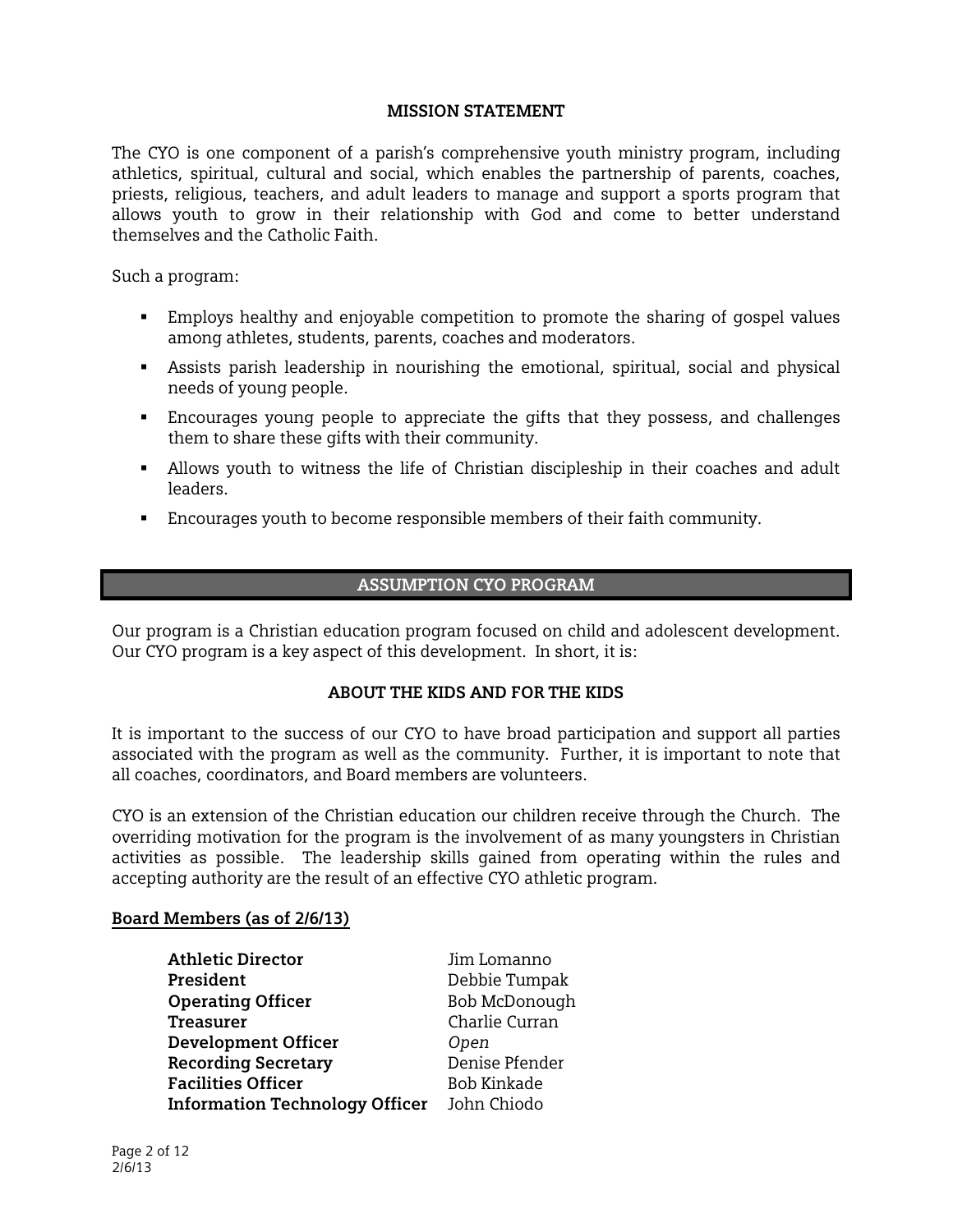## MISSION STATEMENT

The CYO is one component of a parish's comprehensive youth ministry program, including athletics, spiritual, cultural and social, which enables the partnership of parents, coaches, priests, religious, teachers, and adult leaders to manage and support a sports program that allows youth to grow in their relationship with God and come to better understand themselves and the Catholic Faith.

Such a program:

- Employs healthy and enjoyable competition to promote the sharing of gospel values among athletes, students, parents, coaches and moderators.
- Assists parish leadership in nourishing the emotional, spiritual, social and physical needs of young people.
- Encourages young people to appreciate the gifts that they possess, and challenges them to share these gifts with their community.
- Allows youth to witness the life of Christian discipleship in their coaches and adult leaders.
- Encourages youth to become responsible members of their faith community.

## ASSUMPTION CYO PROGRAM

Our program is a Christian education program focused on child and adolescent development. Our CYO program is a key aspect of this development. In short, it is:

**ABOUT THE KIDS AND FOR THE KIDS**

It is important to the success of our CYO to have broad participation and support all parties associated with the program as well as the community. Further, it is important to note that all coaches, coordinators, and Board members are volunteers.

CYO is an extension of the Christian education our children receive through the Church. The overriding motivation for the program is the involvement of as many youngsters in Christian activities as possible. The leadership skills gained from operating within the rules and accepting authority are the result of an effective CYO athletic program.

**Board Members (as of 2/6/13)**

| | |
|---|---|
| **Athletic Director** | Jim Lomanno |
| **President** | Debbie Tumpak |
| **Operating Officer** | Bob McDonough |
| **Treasurer** | Charlie Curran |
| **Development Officer** | *Open* |
| **Recording Secretary** | Denise Pfender |
| **Facilities Officer** | Bob Kinkade |
| **Information Technology Officer** | John Chiodo |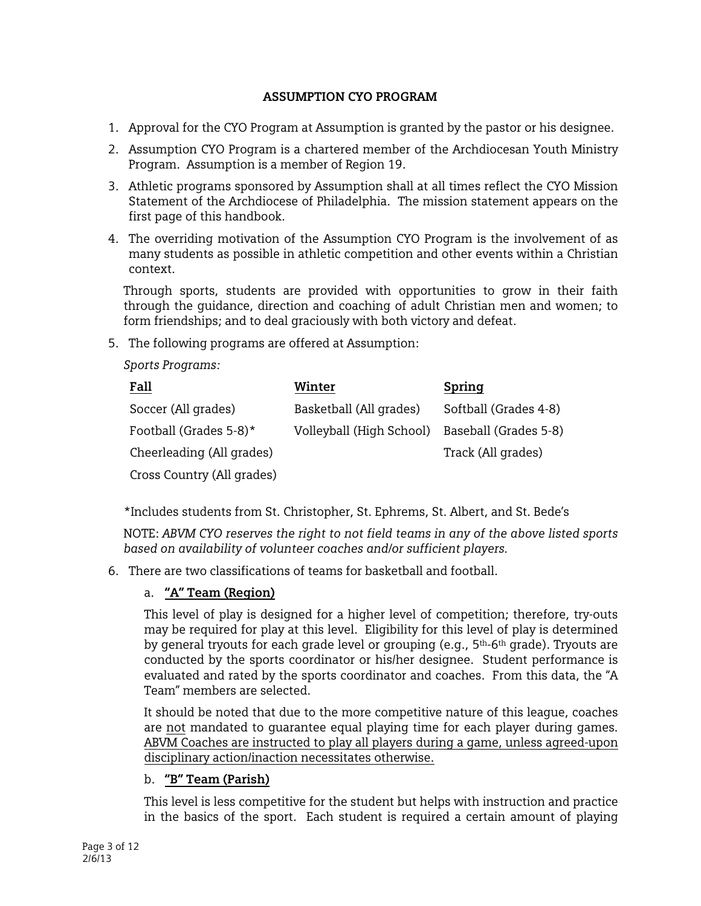## ASSUMPTION CYO PROGRAM

1. Approval for the CYO Program at Assumption is granted by the pastor or his designee.
2. Assumption CYO Program is a chartered member of the Archdiocesan Youth Ministry Program. Assumption is a member of Region 19.
3. Athletic programs sponsored by Assumption shall at all times reflect the CYO Mission Statement of the Archdiocese of Philadelphia. The mission statement appears on the first page of this handbook.
4. The overriding motivation of the Assumption CYO Program is the involvement of as many students as possible in athletic competition and other events within a Christian context.

   Through sports, students are provided with opportunities to grow in their faith through the guidance, direction and coaching of adult Christian men and women; to form friendships; and to deal graciously with both victory and defeat.

5. The following programs are offered at Assumption:

   *Sports Programs:*

| Fall | Winter | Spring |
|---|---|---|
| Soccer (All grades) | Basketball (All grades) | Softball (Grades 4-8) |
| Football (Grades 5-8)* | Volleyball (High School) | Baseball (Grades 5-8) |
| Cheerleading (All grades) | | Track (All grades) |
| Cross Country (All grades) | | |

   *Includes students from St. Christopher, St. Ephrems, St. Albert, and St. Bede's

   NOTE: *ABVM CYO reserves the right to not field teams in any of the above listed sports based on availability of volunteer coaches and/or sufficient players.*

6. There are two classifications of teams for basketball and football.

   a. **"A" Team (Region)**

   This level of play is designed for a higher level of competition; therefore, try-outs may be required for play at this level. Eligibility for this level of play is determined by general tryouts for each grade level or grouping (e.g., 5th-6th grade). Tryouts are conducted by the sports coordinator or his/her designee. Student performance is evaluated and rated by the sports coordinator and coaches. From this data, the "A Team" members are selected.

   It should be noted that due to the more competitive nature of this league, coaches are not mandated to guarantee equal playing time for each player during games. ABVM Coaches are instructed to play all players during a game, unless agreed-upon disciplinary action/inaction necessitates otherwise.

   b. **"B" Team (Parish)**

   This level is less competitive for the student but helps with instruction and practice in the basics of the sport. Each student is required a certain amount of playing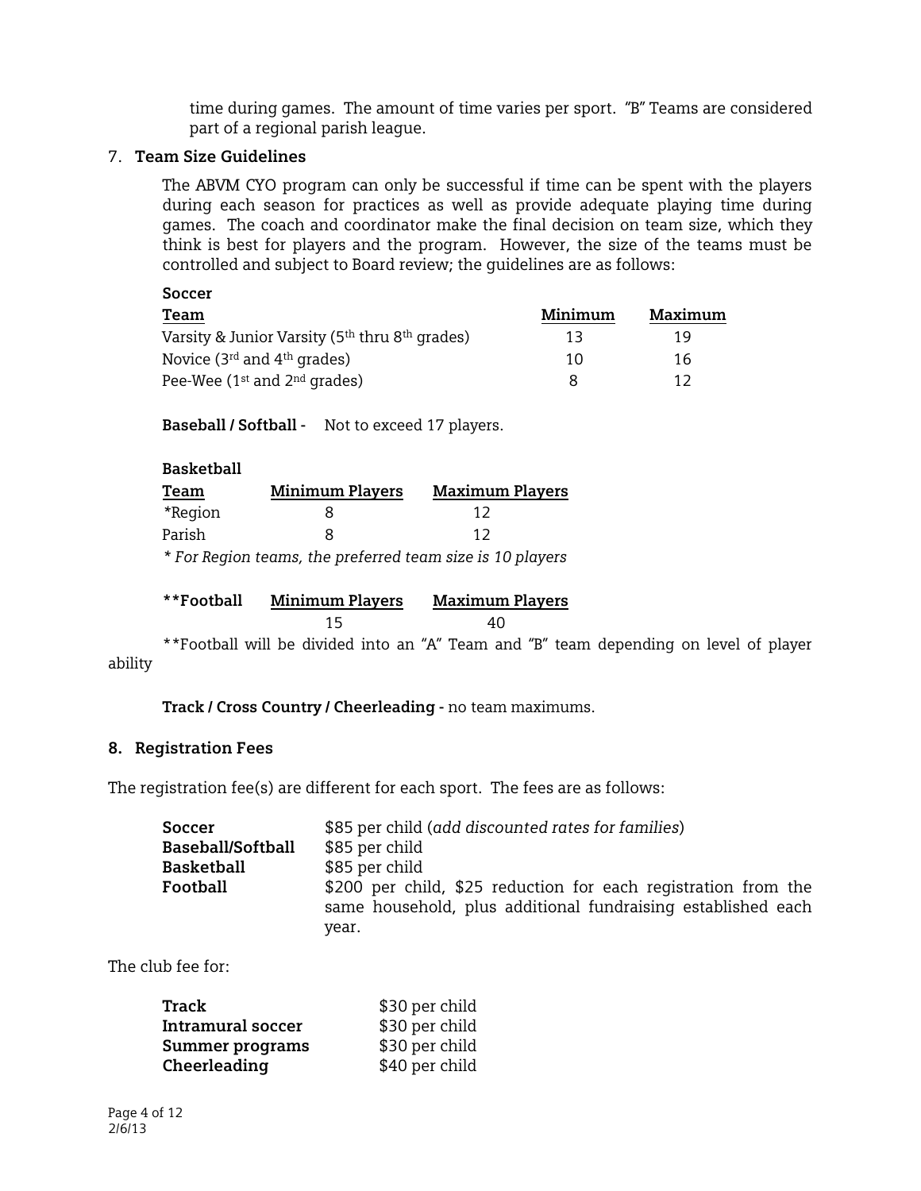time during games. The amount of time varies per sport. "B" Teams are considered part of a regional parish league.

7. **Team Size Guidelines**

The ABVM CYO program can only be successful if time can be spent with the players during each season for practices as well as provide adequate playing time during games. The coach and coordinator make the final decision on team size, which they think is best for players and the program. However, the size of the teams must be controlled and subject to Board review; the guidelines are as follows:

**Soccer**

| Team | Minimum | Maximum |
|---|---|---|
| Varsity & Junior Varsity (5th thru 8th grades) | 13 | 19 |
| Novice (3rd and 4th grades) | 10 | 16 |
| Pee-Wee (1st and 2nd grades) | 8 | 12 |

**Baseball / Softball -** Not to exceed 17 players.

**Basketball**

| Team | Minimum Players | Maximum Players |
|---|---|---|
| *Region | 8 | 12 |
| Parish | 8 | 12 |

*\* For Region teams, the preferred team size is 10 players*

| **\*\*Football** | Minimum Players | Maximum Players |
|---|---|---|
| | 15 | 40 |

**Football will be divided into an "A" Team and "B" team depending on level of player ability

**Track / Cross Country / Cheerleading -** no team maximums.

8. **Registration Fees**

The registration fee(s) are different for each sport. The fees are as follows:

| | |
|---|---|
| **Soccer** | $85 per child (*add discounted rates for families*) |
| **Baseball/Softball** | $85 per child |
| **Basketball** | $85 per child |
| **Football** | $200 per child, $25 reduction for each registration from the same household, plus additional fundraising established each year. |

The club fee for:

| | |
|---|---|
| **Track** | $30 per child |
| **Intramural soccer** | $30 per child |
| **Summer programs** | $30 per child |
| **Cheerleading** | $40 per child |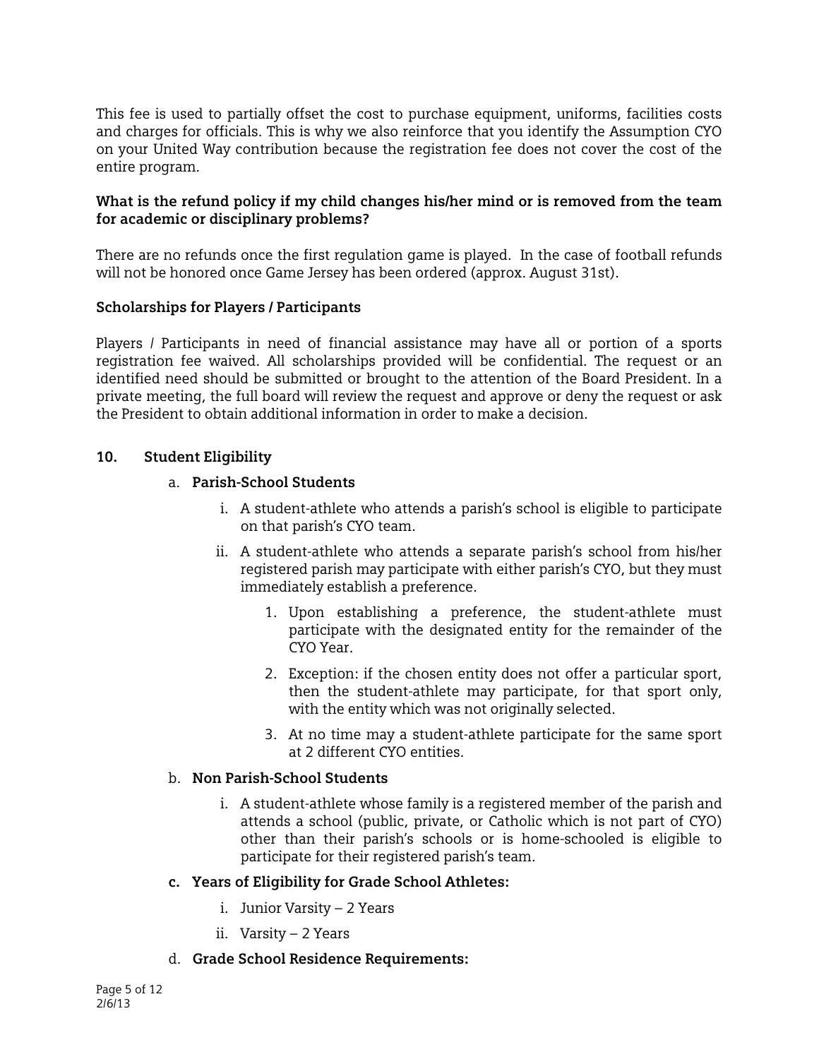This fee is used to partially offset the cost to purchase equipment, uniforms, facilities costs and charges for officials. This is why we also reinforce that you identify the Assumption CYO on your United Way contribution because the registration fee does not cover the cost of the entire program.

**What is the refund policy if my child changes his/her mind or is removed from the team for academic or disciplinary problems?**

There are no refunds once the first regulation game is played. In the case of football refunds will not be honored once Game Jersey has been ordered (approx. August 31st).

**Scholarships for Players / Participants**

Players / Participants in need of financial assistance may have all or portion of a sports registration fee waived. All scholarships provided will be confidential. The request or an identified need should be submitted or brought to the attention of the Board President. In a private meeting, the full board will review the request and approve or deny the request or ask the President to obtain additional information in order to make a decision.

## 10. Student Eligibility

a. **Parish-School Students**

   i. A student-athlete who attends a parish's school is eligible to participate on that parish's CYO team.

   ii. A student-athlete who attends a separate parish's school from his/her registered parish may participate with either parish's CYO, but they must immediately establish a preference.

      1. Upon establishing a preference, the student-athlete must participate with the designated entity for the remainder of the CYO Year.

      2. Exception: if the chosen entity does not offer a particular sport, then the student-athlete may participate, for that sport only, with the entity which was not originally selected.

      3. At no time may a student-athlete participate for the same sport at 2 different CYO entities.

b. **Non Parish-School Students**

   i. A student-athlete whose family is a registered member of the parish and attends a school (public, private, or Catholic which is not part of CYO) other than their parish's schools or is home-schooled is eligible to participate for their registered parish's team.

c. **Years of Eligibility for Grade School Athletes:**

   i. Junior Varsity – 2 Years

   ii. Varsity – 2 Years

d. **Grade School Residence Requirements:**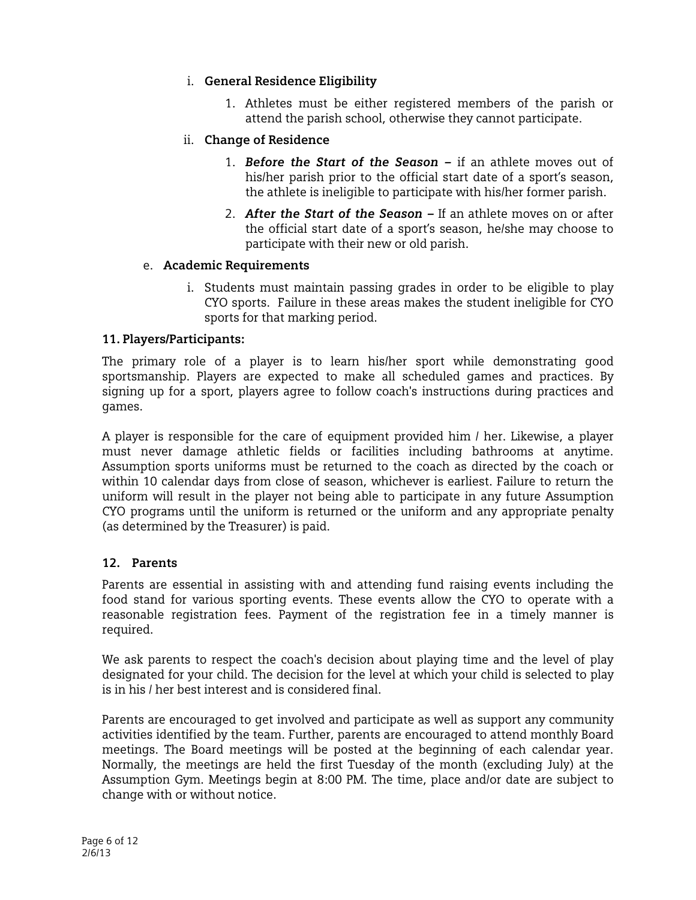i. **General Residence Eligibility**

   1. Athletes must be either registered members of the parish or attend the parish school, otherwise they cannot participate.

ii. **Change of Residence**

   1. ***Before the Start of the Season*** **–** if an athlete moves out of his/her parish prior to the official start date of a sport's season, the athlete is ineligible to participate with his/her former parish.

   2. ***After the Start of the Season*** **–** If an athlete moves on or after the official start date of a sport's season, he/she may choose to participate with their new or old parish.

e. **Academic Requirements**

   i. Students must maintain passing grades in order to be eligible to play CYO sports. Failure in these areas makes the student ineligible for CYO sports for that marking period.

**11. Players/Participants:**

The primary role of a player is to learn his/her sport while demonstrating good sportsmanship. Players are expected to make all scheduled games and practices. By signing up for a sport, players agree to follow coach's instructions during practices and games.

A player is responsible for the care of equipment provided him / her. Likewise, a player must never damage athletic fields or facilities including bathrooms at anytime. Assumption sports uniforms must be returned to the coach as directed by the coach or within 10 calendar days from close of season, whichever is earliest. Failure to return the uniform will result in the player not being able to participate in any future Assumption CYO programs until the uniform is returned or the uniform and any appropriate penalty (as determined by the Treasurer) is paid.

**12. Parents**

Parents are essential in assisting with and attending fund raising events including the food stand for various sporting events. These events allow the CYO to operate with a reasonable registration fees. Payment of the registration fee in a timely manner is required.

We ask parents to respect the coach's decision about playing time and the level of play designated for your child. The decision for the level at which your child is selected to play is in his / her best interest and is considered final.

Parents are encouraged to get involved and participate as well as support any community activities identified by the team. Further, parents are encouraged to attend monthly Board meetings. The Board meetings will be posted at the beginning of each calendar year. Normally, the meetings are held the first Tuesday of the month (excluding July) at the Assumption Gym. Meetings begin at 8:00 PM. The time, place and/or date are subject to change with or without notice.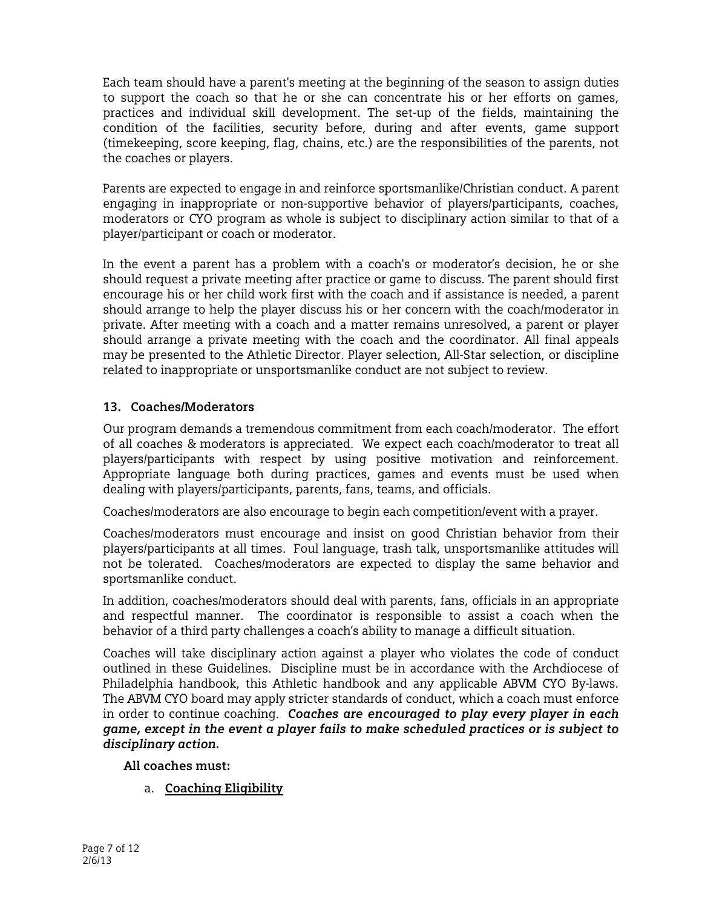Each team should have a parent's meeting at the beginning of the season to assign duties to support the coach so that he or she can concentrate his or her efforts on games, practices and individual skill development. The set-up of the fields, maintaining the condition of the facilities, security before, during and after events, game support (timekeeping, score keeping, flag, chains, etc.) are the responsibilities of the parents, not the coaches or players.

Parents are expected to engage in and reinforce sportsmanlike/Christian conduct. A parent engaging in inappropriate or non-supportive behavior of players/participants, coaches, moderators or CYO program as whole is subject to disciplinary action similar to that of a player/participant or coach or moderator.

In the event a parent has a problem with a coach's or moderator's decision, he or she should request a private meeting after practice or game to discuss. The parent should first encourage his or her child work first with the coach and if assistance is needed, a parent should arrange to help the player discuss his or her concern with the coach/moderator in private. After meeting with a coach and a matter remains unresolved, a parent or player should arrange a private meeting with the coach and the coordinator. All final appeals may be presented to the Athletic Director. Player selection, All-Star selection, or discipline related to inappropriate or unsportsmanlike conduct are not subject to review.

### 13. Coaches/Moderators

Our program demands a tremendous commitment from each coach/moderator. The effort of all coaches & moderators is appreciated. We expect each coach/moderator to treat all players/participants with respect by using positive motivation and reinforcement. Appropriate language both during practices, games and events must be used when dealing with players/participants, parents, fans, teams, and officials.

Coaches/moderators are also encourage to begin each competition/event with a prayer.

Coaches/moderators must encourage and insist on good Christian behavior from their players/participants at all times. Foul language, trash talk, unsportsmanlike attitudes will not be tolerated. Coaches/moderators are expected to display the same behavior and sportsmanlike conduct.

In addition, coaches/moderators should deal with parents, fans, officials in an appropriate and respectful manner. The coordinator is responsible to assist a coach when the behavior of a third party challenges a coach's ability to manage a difficult situation.

Coaches will take disciplinary action against a player who violates the code of conduct outlined in these Guidelines. Discipline must be in accordance with the Archdiocese of Philadelphia handbook, this Athletic handbook and any applicable ABVM CYO By-laws. The ABVM CYO board may apply stricter standards of conduct, which a coach must enforce in order to continue coaching. ***Coaches are encouraged to play every player in each game, except in the event a player fails to make scheduled practices or is subject to disciplinary action.***

**All coaches must:**

a. **Coaching Eligibility**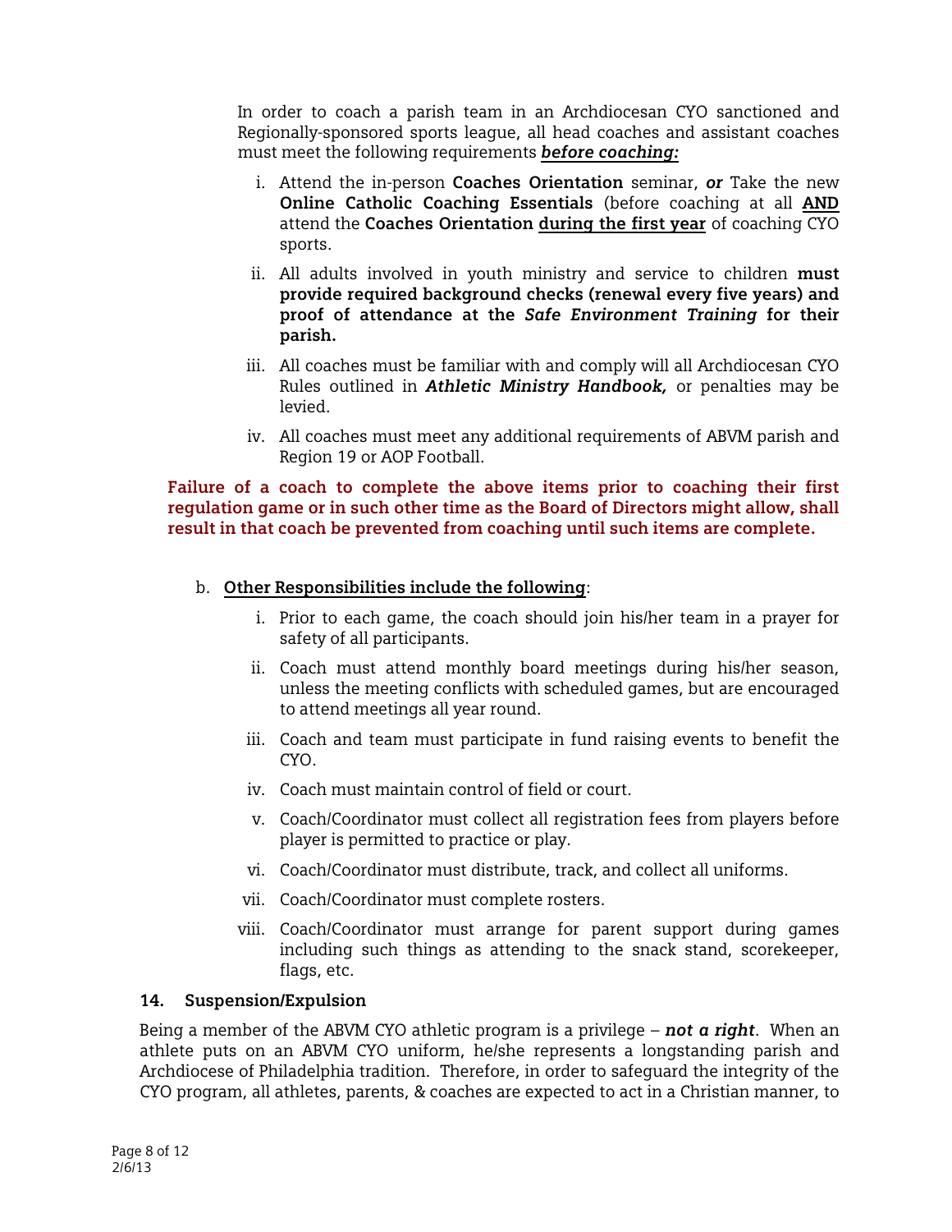In order to coach a parish team in an Archdiocesan CYO sanctioned and Regionally-sponsored sports league, all head coaches and assistant coaches must meet the following requirements ***before coaching:***

i. Attend the in-person **Coaches Orientation** seminar, ***or*** Take the new **Online Catholic Coaching Essentials** (before coaching at all **AND** attend the **Coaches Orientation** during the first year of coaching CYO sports.

ii. All adults involved in youth ministry and service to children **must provide required background checks (renewal every five years) and proof of attendance at the *Safe Environment Training* for their parish.**

iii. All coaches must be familiar with and comply will all Archdiocesan CYO Rules outlined in ***Athletic Ministry Handbook,*** or penalties may be levied.

iv. All coaches must meet any additional requirements of ABVM parish and Region 19 or AOP Football.

**Failure of a coach to complete the above items prior to coaching their first regulation game or in such other time as the Board of Directors might allow, shall result in that coach be prevented from coaching until such items are complete.**

b. **Other Responsibilities include the following**:

i. Prior to each game, the coach should join his/her team in a prayer for safety of all participants.

ii. Coach must attend monthly board meetings during his/her season, unless the meeting conflicts with scheduled games, but are encouraged to attend meetings all year round.

iii. Coach and team must participate in fund raising events to benefit the CYO.

iv. Coach must maintain control of field or court.

v. Coach/Coordinator must collect all registration fees from players before player is permitted to practice or play.

vi. Coach/Coordinator must distribute, track, and collect all uniforms.

vii. Coach/Coordinator must complete rosters.

viii. Coach/Coordinator must arrange for parent support during games including such things as attending to the snack stand, scorekeeper, flags, etc.

### 14. Suspension/Expulsion

Being a member of the ABVM CYO athletic program is a privilege – ***not a right***. When an athlete puts on an ABVM CYO uniform, he/she represents a longstanding parish and Archdiocese of Philadelphia tradition. Therefore, in order to safeguard the integrity of the CYO program, all athletes, parents, & coaches are expected to act in a Christian manner, to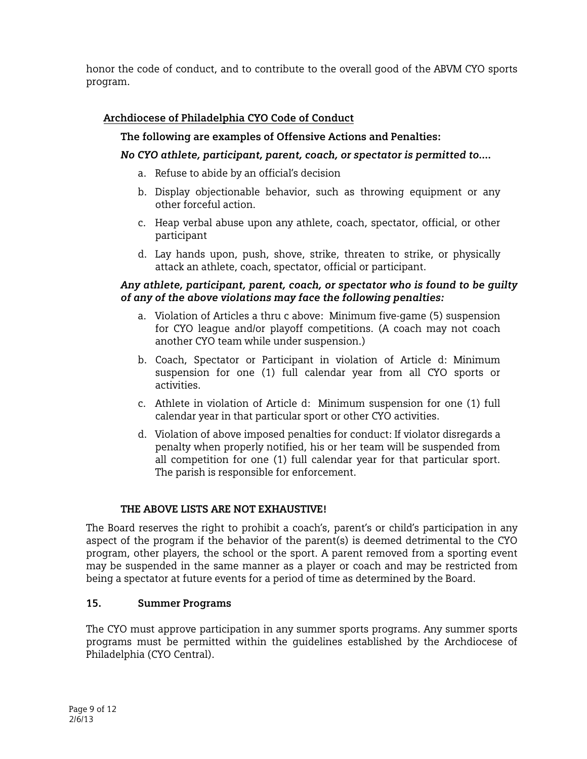honor the code of conduct, and to contribute to the overall good of the ABVM CYO sports program.

## Archdiocese of Philadelphia CYO Code of Conduct

**The following are examples of Offensive Actions and Penalties:**

***No CYO athlete, participant, parent, coach, or spectator is permitted to....***

a. Refuse to abide by an official's decision

b. Display objectionable behavior, such as throwing equipment or any other forceful action.

c. Heap verbal abuse upon any athlete, coach, spectator, official, or other participant

d. Lay hands upon, push, shove, strike, threaten to strike, or physically attack an athlete, coach, spectator, official or participant.

***Any athlete, participant, parent, coach, or spectator who is found to be guilty of any of the above violations may face the following penalties:***

a. Violation of Articles a thru c above: Minimum five-game (5) suspension for CYO league and/or playoff competitions. (A coach may not coach another CYO team while under suspension.)

b. Coach, Spectator or Participant in violation of Article d: Minimum suspension for one (1) full calendar year from all CYO sports or activities.

c. Athlete in violation of Article d: Minimum suspension for one (1) full calendar year in that particular sport or other CYO activities.

d. Violation of above imposed penalties for conduct: If violator disregards a penalty when properly notified, his or her team will be suspended from all competition for one (1) full calendar year for that particular sport. The parish is responsible for enforcement.

**THE ABOVE LISTS ARE NOT EXHAUSTIVE!**

The Board reserves the right to prohibit a coach's, parent's or child's participation in any aspect of the program if the behavior of the parent(s) is deemed detrimental to the CYO program, other players, the school or the sport. A parent removed from a sporting event may be suspended in the same manner as a player or coach and may be restricted from being a spectator at future events for a period of time as determined by the Board.

## 15. Summer Programs

The CYO must approve participation in any summer sports programs. Any summer sports programs must be permitted within the guidelines established by the Archdiocese of Philadelphia (CYO Central).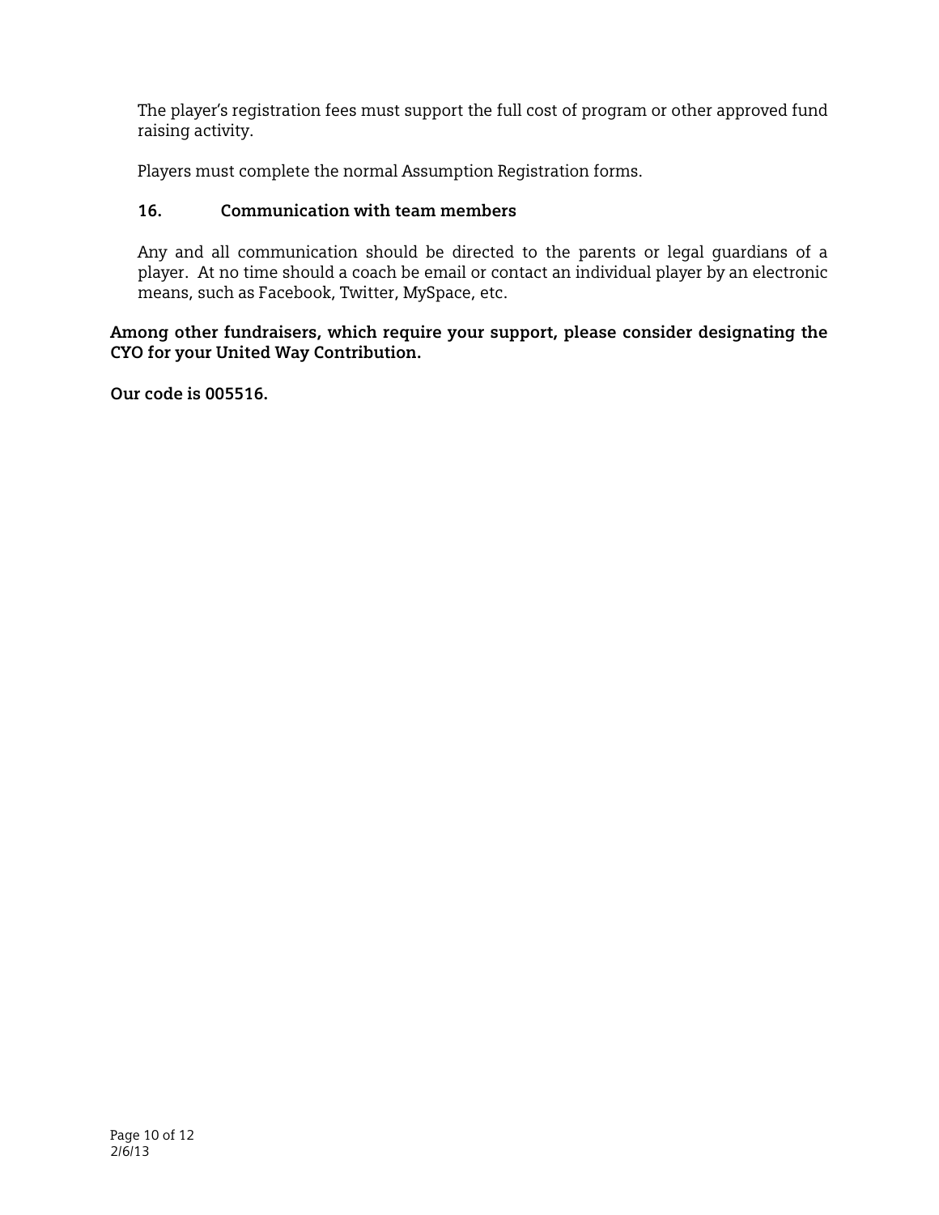The player's registration fees must support the full cost of program or other approved fund raising activity.

Players must complete the normal Assumption Registration forms.

### 16. Communication with team members

Any and all communication should be directed to the parents or legal guardians of a player. At no time should a coach be email or contact an individual player by an electronic means, such as Facebook, Twitter, MySpace, etc.

**Among other fundraisers, which require your support, please consider designating the CYO for your United Way Contribution.**

**Our code is 005516.**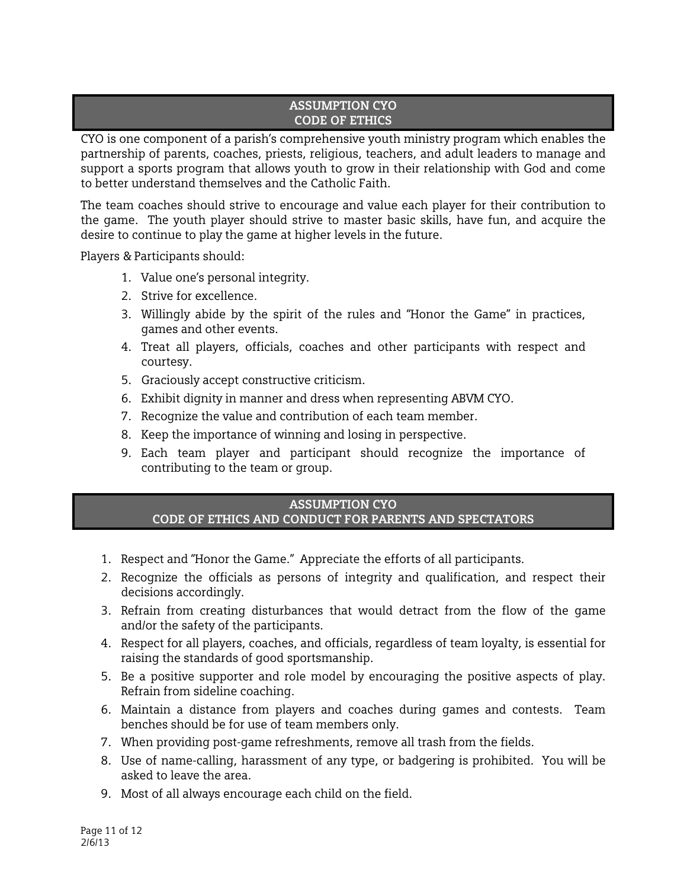## ASSUMPTION CYO
## CODE OF ETHICS

CYO is one component of a parish's comprehensive youth ministry program which enables the partnership of parents, coaches, priests, religious, teachers, and adult leaders to manage and support a sports program that allows youth to grow in their relationship with God and come to better understand themselves and the Catholic Faith.

The team coaches should strive to encourage and value each player for their contribution to the game. The youth player should strive to master basic skills, have fun, and acquire the desire to continue to play the game at higher levels in the future.

Players & Participants should:

1. Value one's personal integrity.
2. Strive for excellence.
3. Willingly abide by the spirit of the rules and "Honor the Game" in practices, games and other events.
4. Treat all players, officials, coaches and other participants with respect and courtesy.
5. Graciously accept constructive criticism.
6. Exhibit dignity in manner and dress when representing ABVM CYO.
7. Recognize the value and contribution of each team member.
8. Keep the importance of winning and losing in perspective.
9. Each team player and participant should recognize the importance of contributing to the team or group.

## ASSUMPTION CYO
## CODE OF ETHICS AND CONDUCT FOR PARENTS AND SPECTATORS

1. Respect and "Honor the Game." Appreciate the efforts of all participants.
2. Recognize the officials as persons of integrity and qualification, and respect their decisions accordingly.
3. Refrain from creating disturbances that would detract from the flow of the game and/or the safety of the participants.
4. Respect for all players, coaches, and officials, regardless of team loyalty, is essential for raising the standards of good sportsmanship.
5. Be a positive supporter and role model by encouraging the positive aspects of play. Refrain from sideline coaching.
6. Maintain a distance from players and coaches during games and contests. Team benches should be for use of team members only.
7. When providing post-game refreshments, remove all trash from the fields.
8. Use of name-calling, harassment of any type, or badgering is prohibited. You will be asked to leave the area.
9. Most of all always encourage each child on the field.

2/6/13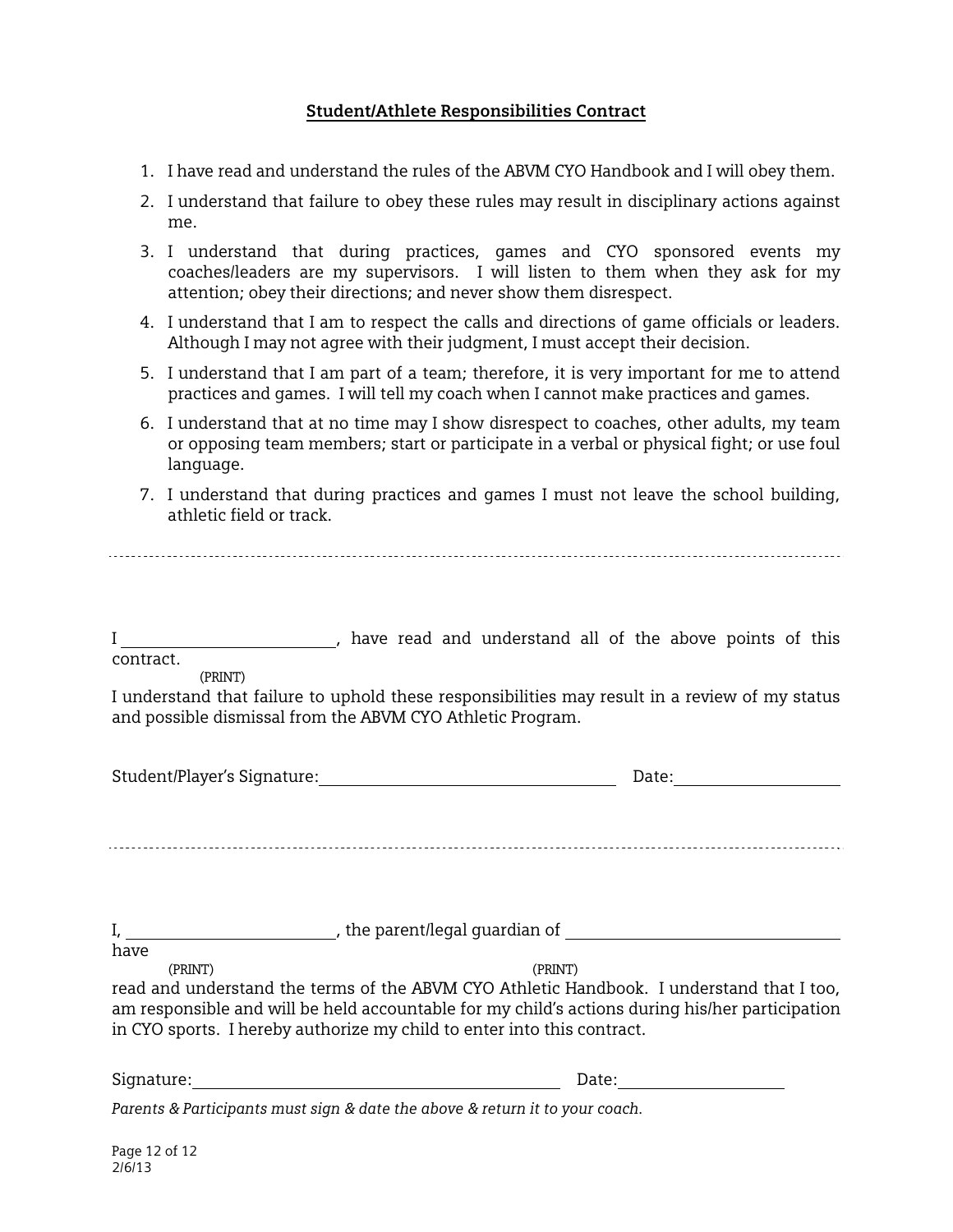**Student/Athlete Responsibilities Contract**

1. I have read and understand the rules of the ABVM CYO Handbook and I will obey them.
2. I understand that failure to obey these rules may result in disciplinary actions against me.
3. I understand that during practices, games and CYO sponsored events my coaches/leaders are my supervisors. I will listen to them when they ask for my attention; obey their directions; and never show them disrespect.
4. I understand that I am to respect the calls and directions of game officials or leaders. Although I may not agree with their judgment, I must accept their decision.
5. I understand that I am part of a team; therefore, it is very important for me to attend practices and games. I will tell my coach when I cannot make practices and games.
6. I understand that at no time may I show disrespect to coaches, other adults, my team or opposing team members; start or participate in a verbal or physical fight; or use foul language.
7. I understand that during practices and games I must not leave the school building, athletic field or track.

---

I ____________________, have read and understand all of the above points of this contract.
(PRINT)

I understand that failure to uphold these responsibilities may result in a review of my status and possible dismissal from the ABVM CYO Athletic Program.

Student/Player's Signature:____________________________ Date:______________

---

I, ____________________, the parent/legal guardian of ________________________ have
(PRINT) (PRINT)

read and understand the terms of the ABVM CYO Athletic Handbook. I understand that I too, am responsible and will be held accountable for my child's actions during his/her participation in CYO sports. I hereby authorize my child to enter into this contract.

Signature:__________________________________ Date:______________

*Parents & Participants must sign & date the above & return it to your coach.*

2/6/13